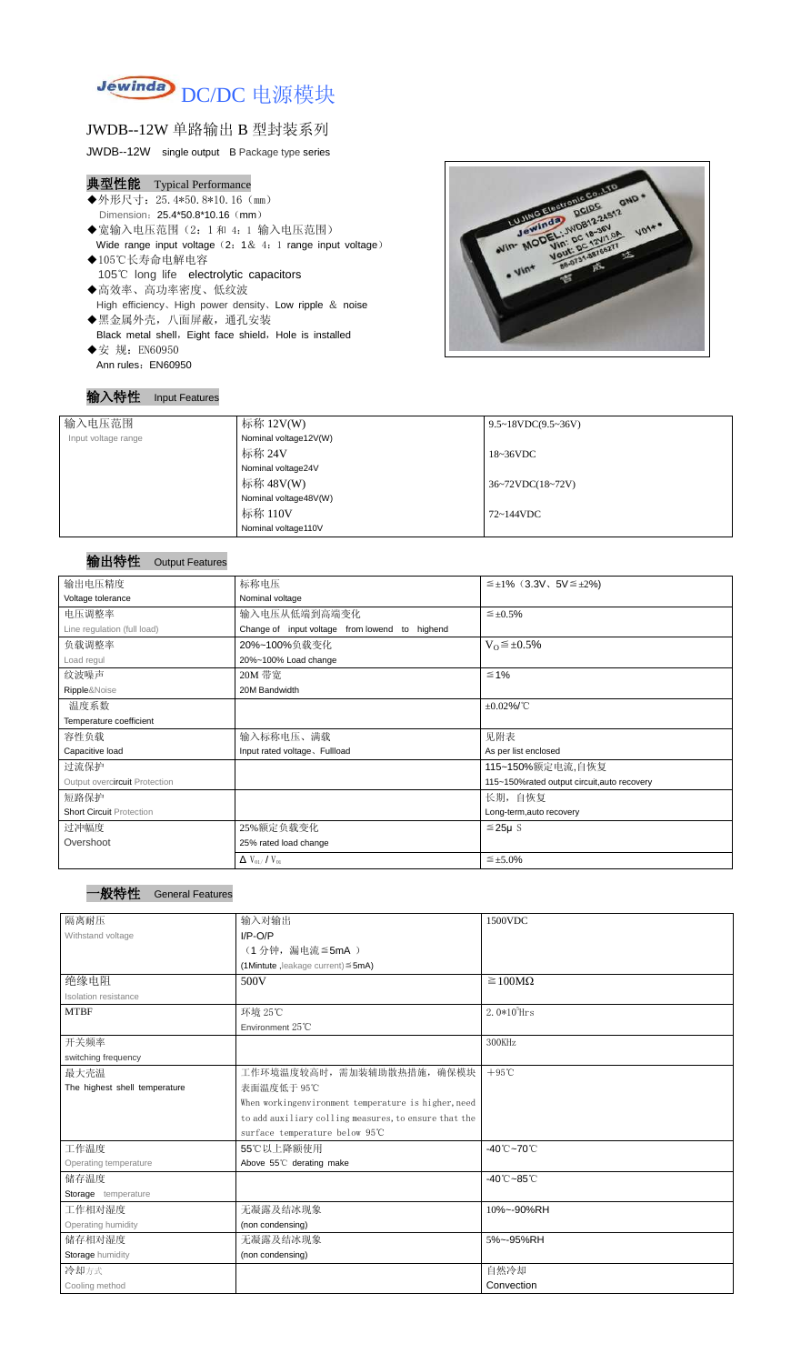# DC/DC 电源模块

## JWDB--12W 单路输出 B 型封装系列

JWDB--12W single output B Package type series

### 典型性能 Typical Performance

- ◆外形尺寸：25.4*50.8*10.16（mm）
  Dimension：25.4*50.8*10.16（mm）
- ◆宽输入电压范围（2：1 和 4：1 输入电压范围）
  Wide range input voltage（2：1& 4：1 range input voltage）
- ◆105℃长寿命电解电容
  105℃ long life electrolytic capacitors
- ◆高效率、高功率密度、低纹波
  High efficiency、High power density、Low ripple & noise
- ◆黑金属外壳，八面屏蔽，通孔安装
  Black metal shell，Eight face shield，Hole is installed
- ◆安 规：EN60950
  Ann rules：EN60950

### 输入特性 Input Features

| 输入电压范围<br>Input voltage range | 标称 12V(W)<br>Nominal voltage12V(W) | 9.5~18VDC(9.5~36V) |
|---|---|---|
| | 标称 24V<br>Nominal voltage24V | 18~36VDC |
| | 标称 48V(W)<br>Nominal voltage48V(W) | 36~72VDC(18~72V) |
| | 标称 110V<br>Nominal voltage110V | 72~144VDC |

### 输出特性 Output Features

| 输出电压精度<br>Voltage tolerance | 标称电压<br>Nominal voltage | ≦±1%（3.3V、5V≦±2%) |
|---|---|---|
| 电压调整率<br>Line regulation (full load) | 输入电压从低端到高端变化<br>Change of input voltage from lowend to highend | ≦±0.5% |
| 负载调整率<br>Load regul | 20%~100%负载变化<br>20%~100% Load change | $V_O$≦±0.5% |
| 纹波噪声<br>Ripple&Noise | 20M 带宽<br>20M Bandwidth | ≦1% |
| 温度系数<br>Temperature coefficient | | ±0.02%/℃ |
| 容性负载<br>Capacitive load | 输入标称电压、满载<br>Input rated voltage、Fullload | 见附表<br>As per list enclosed |
| 过流保护<br>Output overcircuit Protection | | 115~150%额定电流,自恢复<br>115~150%rated output circuit,auto recovery |
| 短路保护<br>Short Circuit Protection | | 长期，自恢复<br>Long-term,auto recovery |
| 过冲幅度<br>Overshoot | 25%额定负载变化<br>25% rated load change | ≦25μS |
| | $\Delta V_{01}/V_{01}$ | ≦±5.0% |

### 一般特性 General Features

| 隔离耐压<br>Withstand voltage | 输入对输出<br>I/P-O/P<br>（1 分钟，漏电流≦5mA ）<br>(1Mintute,leakage current)≦5mA) | 1500VDC |
|---|---|---|
| 绝缘电阻<br>Isolation resistance | 500V | ≧100MΩ |
| MTBF | 环境 25℃<br>Environment 25℃ | $2.0*10^5$Hrs |
| 开关频率<br>switching frequency | | 300KHz |
| 最大壳温<br>The highest shell temperature | 工作环境温度较高时，需加装辅助散热措施，确保模块表面温度低于 95℃<br>When workingenvironment temperature is higher, need to add auxiliary colling measures, to ensure that the surface temperature below 95℃ | +95℃ |
| 工作温度<br>Operating temperature | 55℃以上降额使用<br>Above 55℃ derating make | -40℃~70℃ |
| 储存温度<br>Storage temperature | | -40℃~85℃ |
| 工作相对湿度<br>Operating humidity | 无凝露及结冰现象<br>(non condensing) | 10%~-90%RH |
| 储存相对湿度<br>Storage humidity | 无凝露及结冰现象<br>(non condensing) | 5%~-95%RH |
| 冷却方式<br>Cooling method | | 自然冷却<br>Convection |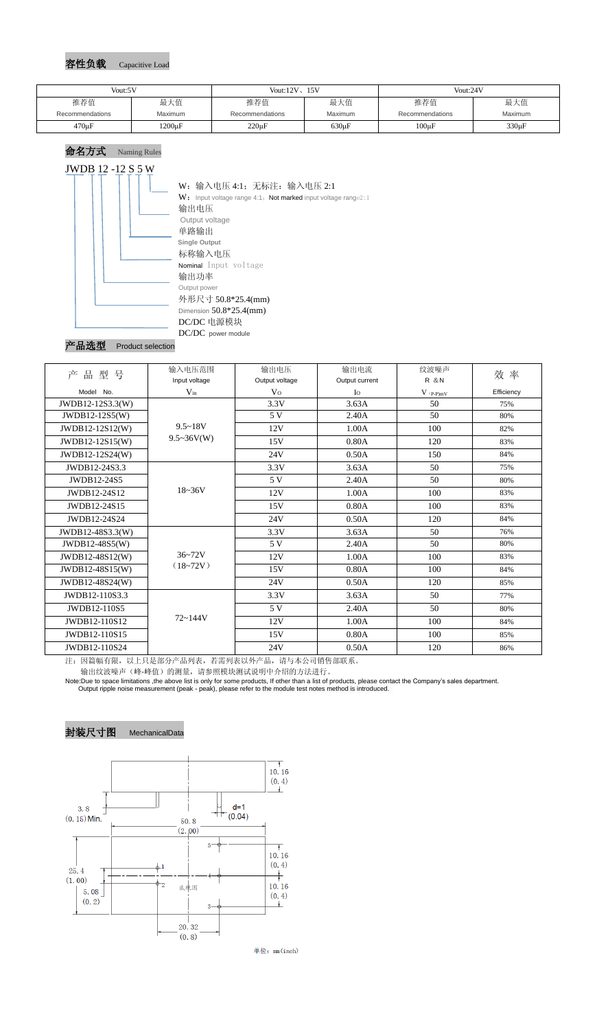## 容性负载 Capacitive Load

| Vout:5V | | Vout:12V、15V | | Vout:24V | |
|---|---|---|---|---|---|
| 推荐值 Recommendations | 最大值 Maximum | 推荐值 Recommendations | 最大值 Maximum | 推荐值 Recommendations | 最大值 Maximum |
| 470μF | 1200μF | 220μF | 630μF | 100μF | 330μF |

## 命名方式 Naming Rules

JWDB 12 -12 S 5 W

- W：输入电压 4:1；无标注：输入电压 2:1
  W：Input voltage range 4:1；Not marked input voltage range2:1
- 输出电压
  Output voltage
- 单路输出
  Single Output
- 标称输入电压
  Nominal Input voltage
- 输出功率
  Output power
- 外形尺寸 50.8*25.4(mm)
  Dimension 50.8*25.4(mm)
- DC/DC 电源模块
  DC/DC power module

## 产品选型 Product selection

| 产 品 型 号<br>Model No. | 输入电压范围 Input voltage $V_{in}$ | 输出电压 Output voltage $V_O$ | 输出电流 Output current $I_O$ | 纹波噪声 R &N $V_{(P-P)mV}$ | 效 率 Efficiency |
|---|---|---|---|---|---|
| JWDB12-12S3.3(W) | 9.5~18V<br>9.5~36V(W) | 3.3V | 3.63A | 50 | 75% |
| JWDB12-12S5(W) | | 5 V | 2.40A | 50 | 80% |
| JWDB12-12S12(W) | | 12V | 1.00A | 100 | 82% |
| JWDB12-12S15(W) | | 15V | 0.80A | 120 | 83% |
| JWDB12-12S24(W) | | 24V | 0.50A | 150 | 84% |
| JWDB12-24S3.3 | 18~36V | 3.3V | 3.63A | 50 | 75% |
| JWDB12-24S5 | | 5 V | 2.40A | 50 | 80% |
| JWDB12-24S12 | | 12V | 1.00A | 100 | 83% |
| JWDB12-24S15 | | 15V | 0.80A | 100 | 83% |
| JWDB12-24S24 | | 24V | 0.50A | 120 | 84% |
| JWDB12-48S3.3(W) | 36~72V<br>（18~72V） | 3.3V | 3.63A | 50 | 76% |
| JWDB12-48S5(W) | | 5 V | 2.40A | 50 | 80% |
| JWDB12-48S12(W) | | 12V | 1.00A | 100 | 83% |
| JWDB12-48S15(W) | | 15V | 0.80A | 100 | 84% |
| JWDB12-48S24(W) | | 24V | 0.50A | 120 | 85% |
| JWDB12-110S3.3 | 72~144V | 3.3V | 3.63A | 50 | 77% |
| JWDB12-110S5 | | 5 V | 2.40A | 50 | 80% |
| JWDB12-110S12 | | 12V | 1.00A | 100 | 84% |
| JWDB12-110S15 | | 15V | 0.80A | 100 | 85% |
| JWDB12-110S24 | | 24V | 0.50A | 120 | 86% |

注：因篇幅有限，以上只是部分产品列表，若需列表以外产品，请与本公司销售部联系。
输出纹波噪声（峰-峰值）的测量，请参照模块测试说明中介绍的方法进行。

Note:Due to space limitations ,the above list is only for some products, If other than a list of products, please contact the Company's sales department.
Output ripple noise measurement (peak - peak), please refer to the module test notes method is introduced.

## 封装尺寸图 MechanicalData

10.16 (0.4)
3.8 (0.15) Min.
d=1 (0.04)
50.8 (2.00)
25.4 (1.00)
5.08 (0.2)
10.16 (0.4)
10.16 (0.4)
底视图
20.32 (0.8)

单位：mm(inch)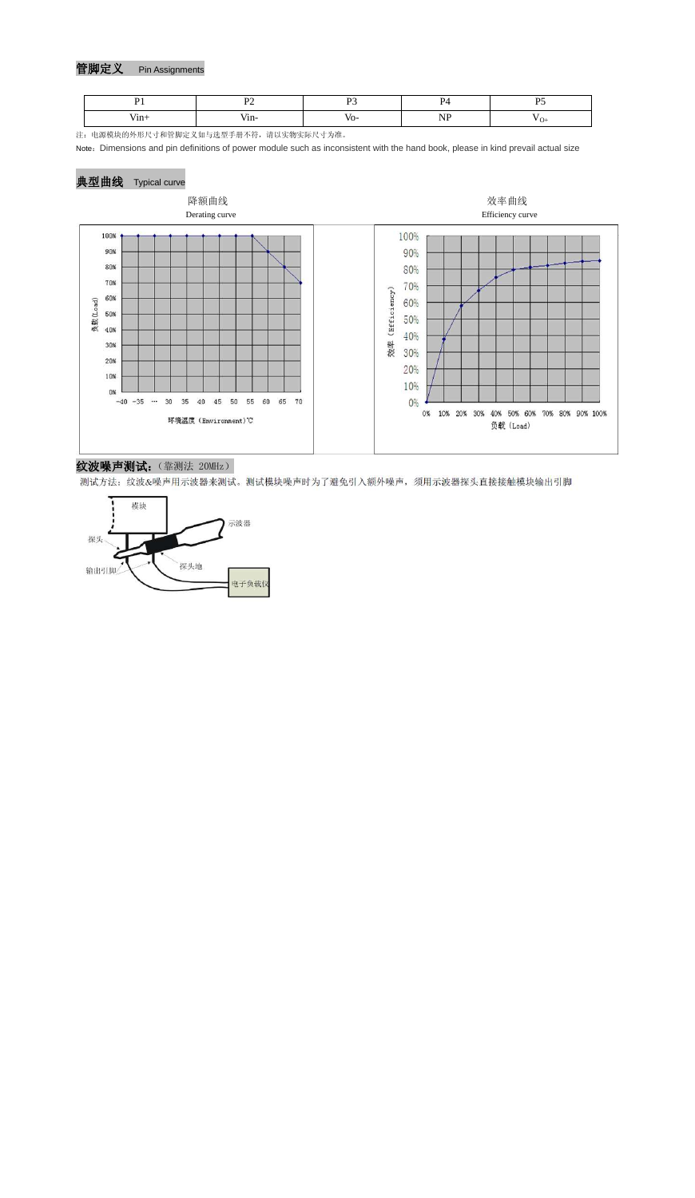## 管脚定义 Pin Assignments

| P1 | P2 | P3 | P4 | P5 |
|---|---|---|---|---|
| Vin+ | Vin- | Vo- | NP | $V_{O+}$ |

注：电源模块的外形尺寸和管脚定义如与选型手册不符，请以实物实际尺寸为准。

Note：Dimensions and pin definitions of power module such as inconsistent with the hand book, please in kind prevail actual size

## 典型曲线 Typical curve

降额曲线
Derating curve

100%
90%
80%
70%
60%
50%
40%
30%
20%
10%
0%
负载(Load)
-40 -35 … 30 35 40 45 50 55 60 65 70
环境温度 (Environment)℃

效率曲线
Efficiency curve

100%
90%
80%
70%
60%
50%
40%
30%
20%
10%
0%
效率 (Efficiency)
0% 10% 20% 30% 40% 50% 60% 70% 80% 90% 100%
负载 (Load)

## 纹波噪声测试：（靠测法 20MHz）

测试方法：纹波&噪声用示波器来测试。测试模块噪声时为了避免引入额外噪声，须用示波器探头直接接触模块输出引脚

模块
示波器
探头
探头地
输出引脚
电子负载仪